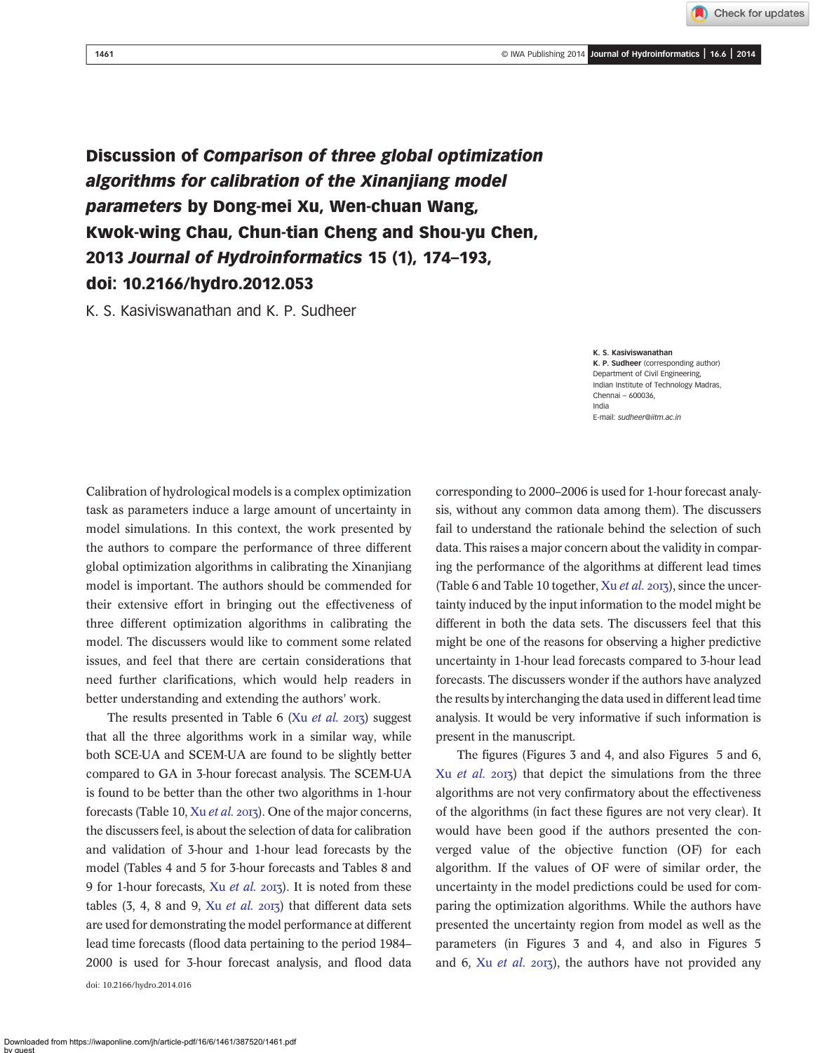# Discussion of *Comparison of three global optimization algorithms for calibration of the Xinanjiang model parameters* by Dong-mei Xu, Wen-chuan Wang, Kwok-wing Chau, Chun-tian Cheng and Shou-yu Chen, 2013 *Journal of Hydroinformatics* 15 (1), 174–193, doi: 10.2166/hydro.2012.053

K. S. Kasiviswanathan and K. P. Sudheer

**K. S. Kasiviswanathan**
**K. P. Sudheer** (corresponding author)
Department of Civil Engineering,
Indian Institute of Technology Madras,
Chennai – 600036,
India
E-mail: *sudheer@iitm.ac.in*

Calibration of hydrological models is a complex optimization task as parameters induce a large amount of uncertainty in model simulations. In this context, the work presented by the authors to compare the performance of three different global optimization algorithms in calibrating the Xinanjiang model is important. The authors should be commended for their extensive effort in bringing out the effectiveness of three different optimization algorithms in calibrating the model. The discussers would like to comment some related issues, and feel that there are certain considerations that need further clarifications, which would help readers in better understanding and extending the authors' work.

The results presented in Table 6 (Xu *et al.* 2013) suggest that all the three algorithms work in a similar way, while both SCE-UA and SCEM-UA are found to be slightly better compared to GA in 3-hour forecast analysis. The SCEM-UA is found to be better than the other two algorithms in 1-hour forecasts (Table 10, Xu *et al.* 2013). One of the major concerns, the discussers feel, is about the selection of data for calibration and validation of 3-hour and 1-hour lead forecasts by the model (Tables 4 and 5 for 3-hour forecasts and Tables 8 and 9 for 1-hour forecasts, Xu *et al.* 2013). It is noted from these tables (3, 4, 8 and 9, Xu *et al.* 2013) that different data sets are used for demonstrating the model performance at different lead time forecasts (flood data pertaining to the period 1984–2000 is used for 3-hour forecast analysis, and flood data corresponding to 2000–2006 is used for 1-hour forecast analysis, without any common data among them). The discussers fail to understand the rationale behind the selection of such data. This raises a major concern about the validity in comparing the performance of the algorithms at different lead times (Table 6 and Table 10 together, Xu *et al.* 2013), since the uncertainty induced by the input information to the model might be different in both the data sets. The discussers feel that this might be one of the reasons for observing a higher predictive uncertainty in 1-hour lead forecasts compared to 3-hour lead forecasts. The discussers wonder if the authors have analyzed the results by interchanging the data used in different lead time analysis. It would be very informative if such information is present in the manuscript.

The figures (Figures 3 and 4, and also Figures 5 and 6, Xu *et al.* 2013) that depict the simulations from the three algorithms are not very confirmatory about the effectiveness of the algorithms (in fact these figures are not very clear). It would have been good if the authors presented the converged value of the objective function (OF) for each algorithm. If the values of OF were of similar order, the uncertainty in the model predictions could be used for comparing the optimization algorithms. While the authors have presented the uncertainty region from model as well as the parameters (in Figures 3 and 4, and also in Figures 5 and 6, Xu *et al.* 2013), the authors have not provided any

doi: 10.2166/hydro.2014.016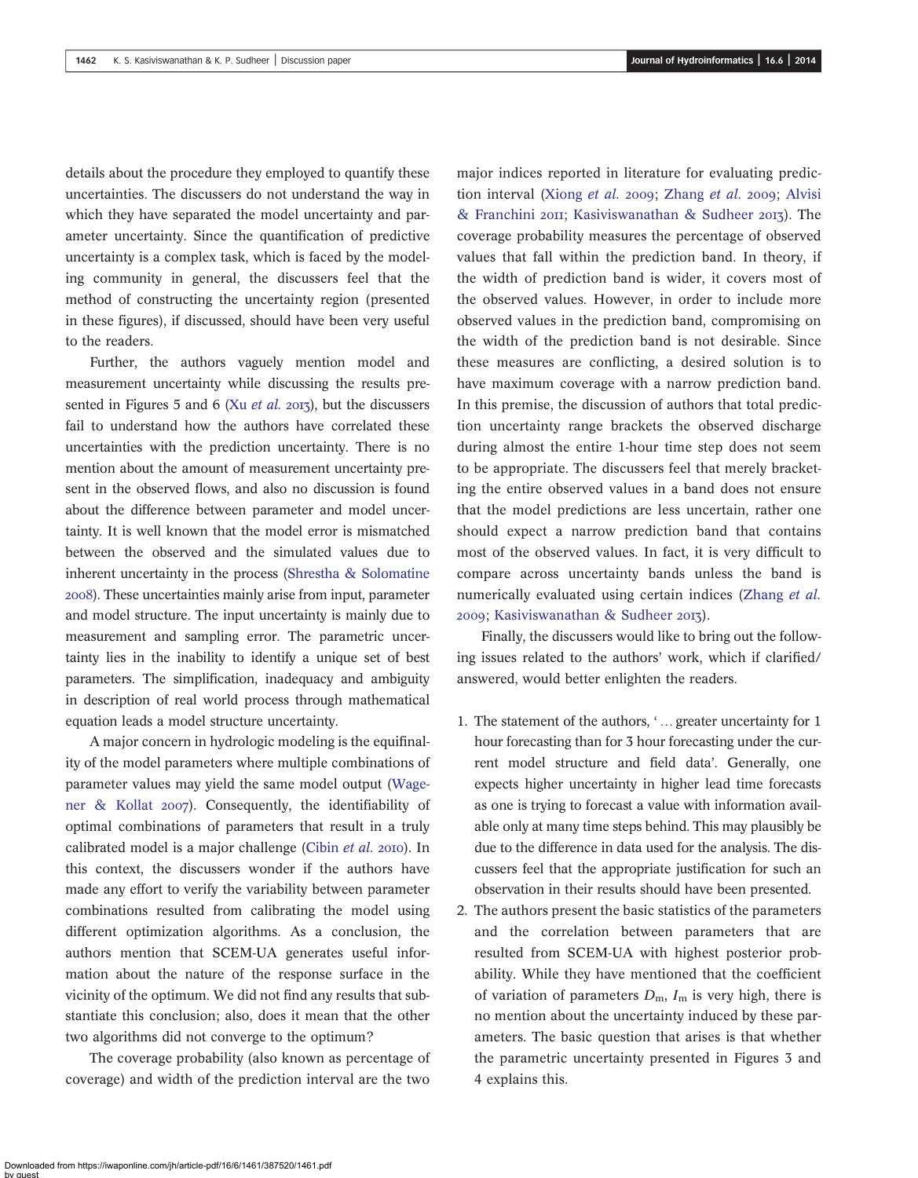details about the procedure they employed to quantify these uncertainties. The discussers do not understand the way in which they have separated the model uncertainty and parameter uncertainty. Since the quantification of predictive uncertainty is a complex task, which is faced by the modeling community in general, the discussers feel that the method of constructing the uncertainty region (presented in these figures), if discussed, should have been very useful to the readers.

Further, the authors vaguely mention model and measurement uncertainty while discussing the results presented in Figures 5 and 6 (Xu *et al.* 2013), but the discussers fail to understand how the authors have correlated these uncertainties with the prediction uncertainty. There is no mention about the amount of measurement uncertainty present in the observed flows, and also no discussion is found about the difference between parameter and model uncertainty. It is well known that the model error is mismatched between the observed and the simulated values due to inherent uncertainty in the process (Shrestha & Solomatine 2008). These uncertainties mainly arise from input, parameter and model structure. The input uncertainty is mainly due to measurement and sampling error. The parametric uncertainty lies in the inability to identify a unique set of best parameters. The simplification, inadequacy and ambiguity in description of real world process through mathematical equation leads a model structure uncertainty.

A major concern in hydrologic modeling is the equifinality of the model parameters where multiple combinations of parameter values may yield the same model output (Wagener & Kollat 2007). Consequently, the identifiability of optimal combinations of parameters that result in a truly calibrated model is a major challenge (Cibin *et al.* 2010). In this context, the discussers wonder if the authors have made any effort to verify the variability between parameter combinations resulted from calibrating the model using different optimization algorithms. As a conclusion, the authors mention that SCEM-UA generates useful information about the nature of the response surface in the vicinity of the optimum. We did not find any results that substantiate this conclusion; also, does it mean that the other two algorithms did not converge to the optimum?

The coverage probability (also known as percentage of coverage) and width of the prediction interval are the two major indices reported in literature for evaluating prediction interval (Xiong *et al.* 2009; Zhang *et al.* 2009; Alvisi & Franchini 2011; Kasiviswanathan & Sudheer 2013). The coverage probability measures the percentage of observed values that fall within the prediction band. In theory, if the width of prediction band is wider, it covers most of the observed values. However, in order to include more observed values in the prediction band, compromising on the width of the prediction band is not desirable. Since these measures are conflicting, a desired solution is to have maximum coverage with a narrow prediction band. In this premise, the discussion of authors that total prediction uncertainty range brackets the observed discharge during almost the entire 1-hour time step does not seem to be appropriate. The discussers feel that merely bracketing the entire observed values in a band does not ensure that the model predictions are less uncertain, rather one should expect a narrow prediction band that contains most of the observed values. In fact, it is very difficult to compare across uncertainty bands unless the band is numerically evaluated using certain indices (Zhang *et al.* 2009; Kasiviswanathan & Sudheer 2013).

Finally, the discussers would like to bring out the following issues related to the authors' work, which if clarified/answered, would better enlighten the readers.

1. The statement of the authors, '… greater uncertainty for 1 hour forecasting than for 3 hour forecasting under the current model structure and field data'. Generally, one expects higher uncertainty in higher lead time forecasts as one is trying to forecast a value with information available only at many time steps behind. This may plausibly be due to the difference in data used for the analysis. The discussers feel that the appropriate justification for such an observation in their results should have been presented.
2. The authors present the basic statistics of the parameters and the correlation between parameters that are resulted from SCEM-UA with highest posterior probability. While they have mentioned that the coefficient of variation of parameters $D_m$, $I_m$ is very high, there is no mention about the uncertainty induced by these parameters. The basic question that arises is that whether the parametric uncertainty presented in Figures 3 and 4 explains this.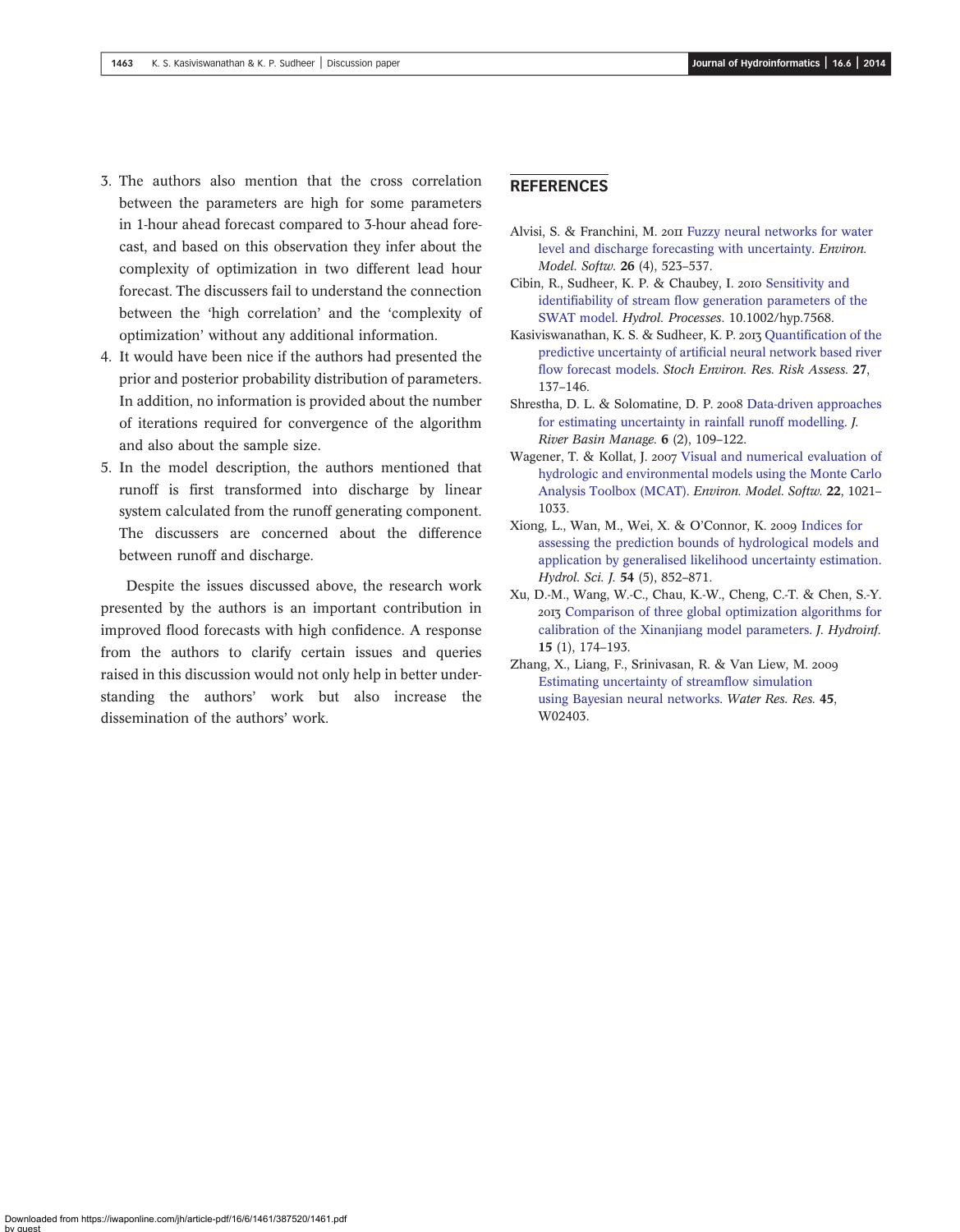3. The authors also mention that the cross correlation between the parameters are high for some parameters in 1-hour ahead forecast compared to 3-hour ahead forecast, and based on this observation they infer about the complexity of optimization in two different lead hour forecast. The discussers fail to understand the connection between the 'high correlation' and the 'complexity of optimization' without any additional information.
4. It would have been nice if the authors had presented the prior and posterior probability distribution of parameters. In addition, no information is provided about the number of iterations required for convergence of the algorithm and also about the sample size.
5. In the model description, the authors mentioned that runoff is first transformed into discharge by linear system calculated from the runoff generating component. The discussers are concerned about the difference between runoff and discharge.

Despite the issues discussed above, the research work presented by the authors is an important contribution in improved flood forecasts with high confidence. A response from the authors to clarify certain issues and queries raised in this discussion would not only help in better understanding the authors' work but also increase the dissemination of the authors' work.

## REFERENCES

Alvisi, S. & Franchini, M. 2011 Fuzzy neural networks for water level and discharge forecasting with uncertainty. *Environ. Model. Softw.* **26** (4), 523–537.

Cibin, R., Sudheer, K. P. & Chaubey, I. 2010 Sensitivity and identifiability of stream flow generation parameters of the SWAT model. *Hydrol. Processes*. 10.1002/hyp.7568.

Kasiviswanathan, K. S. & Sudheer, K. P. 2013 Quantification of the predictive uncertainty of artificial neural network based river flow forecast models. *Stoch Environ. Res. Risk Assess.* **27**, 137–146.

Shrestha, D. L. & Solomatine, D. P. 2008 Data-driven approaches for estimating uncertainty in rainfall runoff modelling. *J. River Basin Manage.* **6** (2), 109–122.

Wagener, T. & Kollat, J. 2007 Visual and numerical evaluation of hydrologic and environmental models using the Monte Carlo Analysis Toolbox (MCAT). *Environ. Model. Softw.* **22**, 1021–1033.

Xiong, L., Wan, M., Wei, X. & O'Connor, K. 2009 Indices for assessing the prediction bounds of hydrological models and application by generalised likelihood uncertainty estimation. *Hydrol. Sci. J.* **54** (5), 852–871.

Xu, D.-M., Wang, W.-C., Chau, K.-W., Cheng, C.-T. & Chen, S.-Y. 2013 Comparison of three global optimization algorithms for calibration of the Xinanjiang model parameters. *J. Hydroinf.* **15** (1), 174–193.

Zhang, X., Liang, F., Srinivasan, R. & Van Liew, M. 2009 Estimating uncertainty of streamflow simulation using Bayesian neural networks. *Water Res. Res.* **45**, W02403.